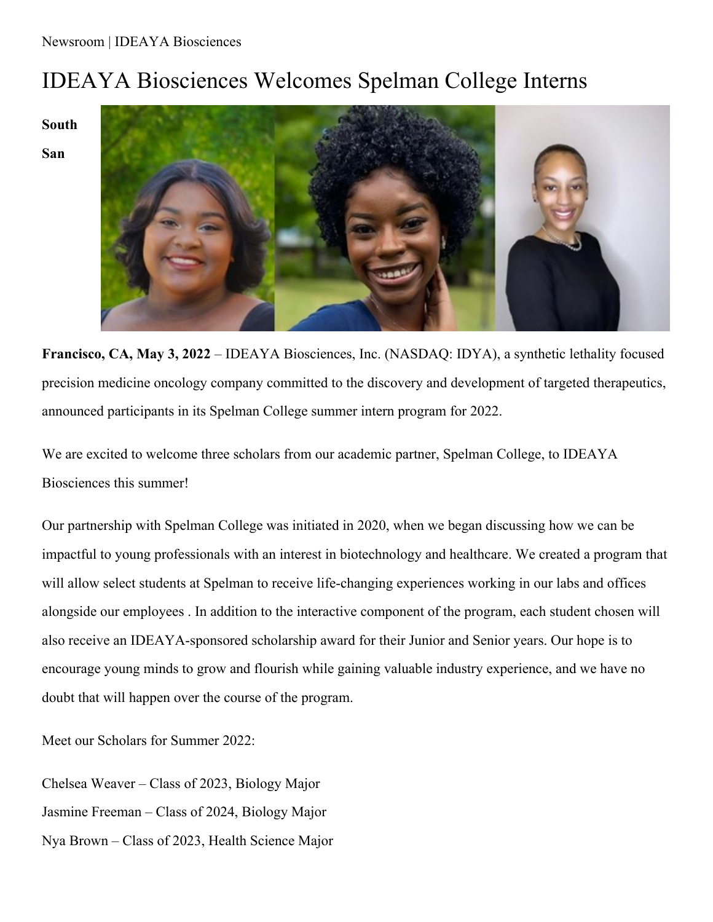Newsroom | IDEAYA Biosciences

# IDEAYA Biosciences Welcomes Spelman College Interns

**South San Francisco, CA, May 3, 2022** – IDEAYA Biosciences, Inc. (NASDAQ: IDYA), a synthetic lethality focused precision medicine oncology company committed to the discovery and development of targeted therapeutics, announced participants in its Spelman College summer intern program for 2022.

We are excited to welcome three scholars from our academic partner, Spelman College, to IDEAYA Biosciences this summer!

Our partnership with Spelman College was initiated in 2020, when we began discussing how we can be impactful to young professionals with an interest in biotechnology and healthcare. We created a program that will allow select students at Spelman to receive life-changing experiences working in our labs and offices alongside our employees . In addition to the interactive component of the program, each student chosen will also receive an IDEAYA-sponsored scholarship award for their Junior and Senior years. Our hope is to encourage young minds to grow and flourish while gaining valuable industry experience, and we have no doubt that will happen over the course of the program.

Meet our Scholars for Summer 2022:

Chelsea Weaver – Class of 2023, Biology Major
Jasmine Freeman – Class of 2024, Biology Major
Nya Brown – Class of 2023, Health Science Major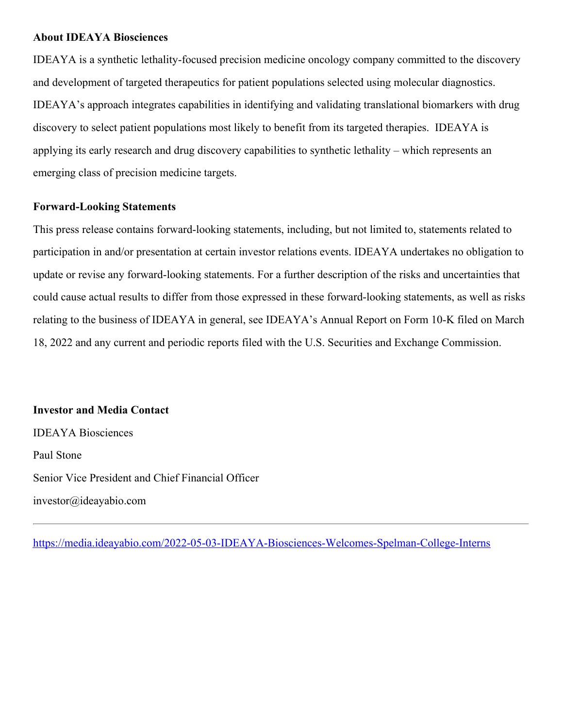**About IDEAYA Biosciences**

IDEAYA is a synthetic lethality-focused precision medicine oncology company committed to the discovery and development of targeted therapeutics for patient populations selected using molecular diagnostics. IDEAYA's approach integrates capabilities in identifying and validating translational biomarkers with drug discovery to select patient populations most likely to benefit from its targeted therapies. IDEAYA is applying its early research and drug discovery capabilities to synthetic lethality – which represents an emerging class of precision medicine targets.

**Forward-Looking Statements**

This press release contains forward-looking statements, including, but not limited to, statements related to participation in and/or presentation at certain investor relations events. IDEAYA undertakes no obligation to update or revise any forward-looking statements. For a further description of the risks and uncertainties that could cause actual results to differ from those expressed in these forward-looking statements, as well as risks relating to the business of IDEAYA in general, see IDEAYA's Annual Report on Form 10-K filed on March 18, 2022 and any current and periodic reports filed with the U.S. Securities and Exchange Commission.

**Investor and Media Contact**

IDEAYA Biosciences

Paul Stone

Senior Vice President and Chief Financial Officer

investor@ideayabio.com

---

https://media.ideayabio.com/2022-05-03-IDEAYA-Biosciences-Welcomes-Spelman-College-Interns